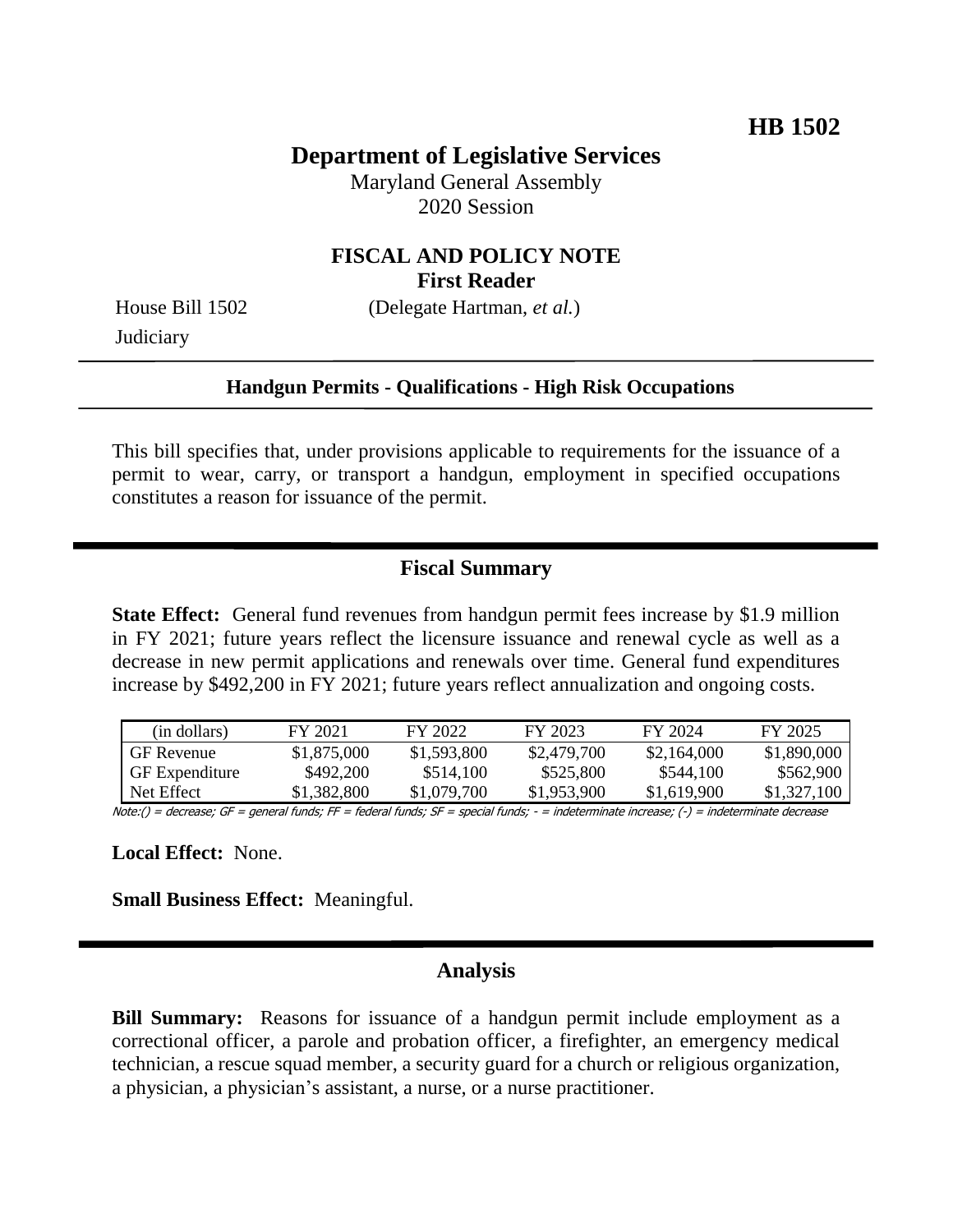**HB 1502**

# Department of Legislative Services

Maryland General Assembly
2020 Session

## FISCAL AND POLICY NOTE
**First Reader**

House Bill 1502 (Delegate Hartman, *et al.*)
Judiciary

**Handgun Permits - Qualifications - High Risk Occupations**

This bill specifies that, under provisions applicable to requirements for the issuance of a permit to wear, carry, or transport a handgun, employment in specified occupations constitutes a reason for issuance of the permit.

## Fiscal Summary

**State Effect:** General fund revenues from handgun permit fees increase by $1.9 million in FY 2021; future years reflect the licensure issuance and renewal cycle as well as a decrease in new permit applications and renewals over time. General fund expenditures increase by $492,200 in FY 2021; future years reflect annualization and ongoing costs.

| (in dollars) | FY 2021 | FY 2022 | FY 2023 | FY 2024 | FY 2025 |
|---|---|---|---|---|---|
| GF Revenue | $1,875,000 | $1,593,800 | $2,479,700 | $2,164,000 | $1,890,000 |
| GF Expenditure | $492,200 | $514,100 | $525,800 | $544,100 | $562,900 |
| Net Effect | $1,382,800 | $1,079,700 | $1,953,900 | $1,619,900 | $1,327,100 |

Note:() = decrease; GF = general funds; FF = federal funds; SF = special funds; - = indeterminate increase; (-) = indeterminate decrease

**Local Effect:** None.

**Small Business Effect:** Meaningful.

## Analysis

**Bill Summary:** Reasons for issuance of a handgun permit include employment as a correctional officer, a parole and probation officer, a firefighter, an emergency medical technician, a rescue squad member, a security guard for a church or religious organization, a physician, a physician's assistant, a nurse, or a nurse practitioner.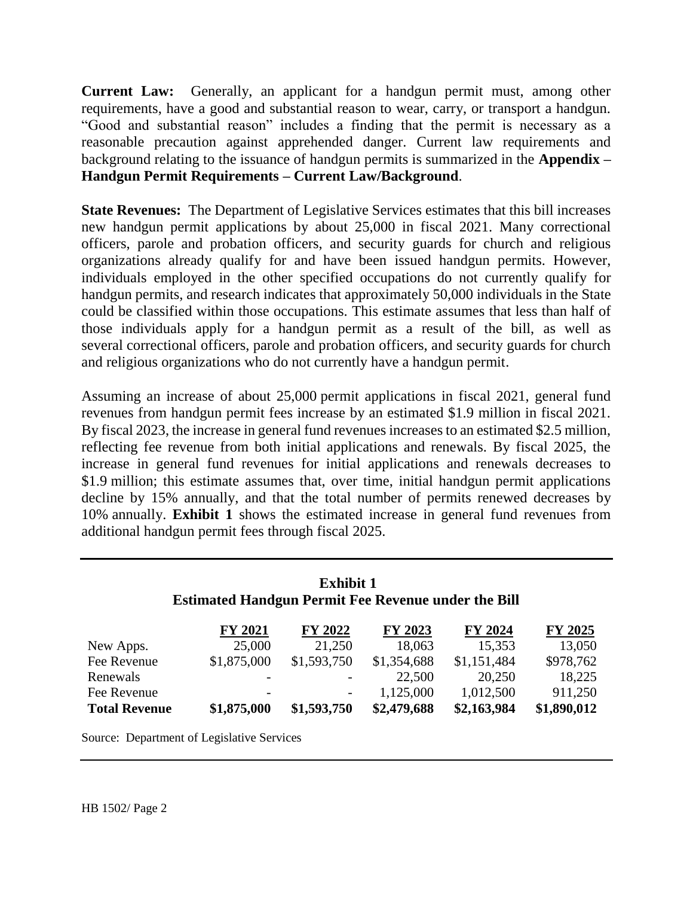**Current Law:** Generally, an applicant for a handgun permit must, among other requirements, have a good and substantial reason to wear, carry, or transport a handgun. "Good and substantial reason" includes a finding that the permit is necessary as a reasonable precaution against apprehended danger. Current law requirements and background relating to the issuance of handgun permits is summarized in the **Appendix – Handgun Permit Requirements – Current Law/Background**.

**State Revenues:** The Department of Legislative Services estimates that this bill increases new handgun permit applications by about 25,000 in fiscal 2021. Many correctional officers, parole and probation officers, and security guards for church and religious organizations already qualify for and have been issued handgun permits. However, individuals employed in the other specified occupations do not currently qualify for handgun permits, and research indicates that approximately 50,000 individuals in the State could be classified within those occupations. This estimate assumes that less than half of those individuals apply for a handgun permit as a result of the bill, as well as several correctional officers, parole and probation officers, and security guards for church and religious organizations who do not currently have a handgun permit.

Assuming an increase of about 25,000 permit applications in fiscal 2021, general fund revenues from handgun permit fees increase by an estimated $1.9 million in fiscal 2021. By fiscal 2023, the increase in general fund revenues increases to an estimated $2.5 million, reflecting fee revenue from both initial applications and renewals. By fiscal 2025, the increase in general fund revenues for initial applications and renewals decreases to $1.9 million; this estimate assumes that, over time, initial handgun permit applications decline by 15% annually, and that the total number of permits renewed decreases by 10% annually. **Exhibit 1** shows the estimated increase in general fund revenues from additional handgun permit fees through fiscal 2025.

**Exhibit 1**
**Estimated Handgun Permit Fee Revenue under the Bill**

| | FY 2021 | FY 2022 | FY 2023 | FY 2024 | FY 2025 |
|---|---|---|---|---|---|
| New Apps. | 25,000 | 21,250 | 18,063 | 15,353 | 13,050 |
| Fee Revenue | $1,875,000 | $1,593,750 | $1,354,688 | $1,151,484 | $978,762 |
| Renewals | - | - | 22,500 | 20,250 | 18,225 |
| Fee Revenue | - | - | 1,125,000 | 1,012,500 | 911,250 |
| **Total Revenue** | **$1,875,000** | **$1,593,750** | **$2,479,688** | **$2,163,984** | **$1,890,012** |

Source: Department of Legislative Services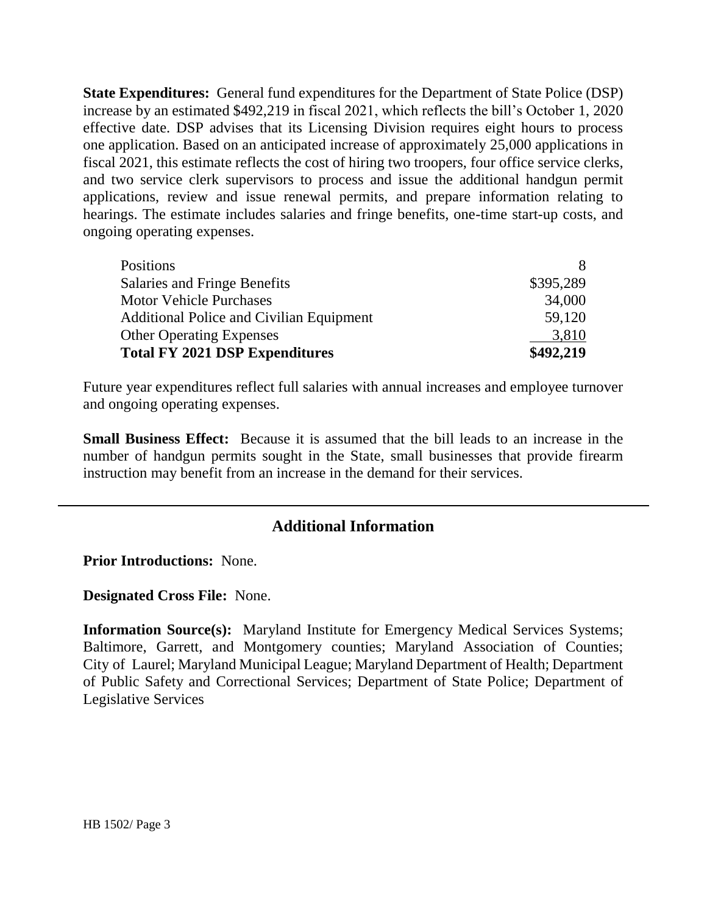**State Expenditures:** General fund expenditures for the Department of State Police (DSP) increase by an estimated $492,219 in fiscal 2021, which reflects the bill's October 1, 2020 effective date. DSP advises that its Licensing Division requires eight hours to process one application. Based on an anticipated increase of approximately 25,000 applications in fiscal 2021, this estimate reflects the cost of hiring two troopers, four office service clerks, and two service clerk supervisors to process and issue the additional handgun permit applications, review and issue renewal permits, and prepare information relating to hearings. The estimate includes salaries and fringe benefits, one-time start-up costs, and ongoing operating expenses.

| | |
|---|---|
| Positions | 8 |
| Salaries and Fringe Benefits | $395,289 |
| Motor Vehicle Purchases | 34,000 |
| Additional Police and Civilian Equipment | 59,120 |
| Other Operating Expenses | 3,810 |
| **Total FY 2021 DSP Expenditures** | **$492,219** |

Future year expenditures reflect full salaries with annual increases and employee turnover and ongoing operating expenses.

**Small Business Effect:** Because it is assumed that the bill leads to an increase in the number of handgun permits sought in the State, small businesses that provide firearm instruction may benefit from an increase in the demand for their services.

## Additional Information

**Prior Introductions:** None.

**Designated Cross File:** None.

**Information Source(s):** Maryland Institute for Emergency Medical Services Systems; Baltimore, Garrett, and Montgomery counties; Maryland Association of Counties; City of Laurel; Maryland Municipal League; Maryland Department of Health; Department of Public Safety and Correctional Services; Department of State Police; Department of Legislative Services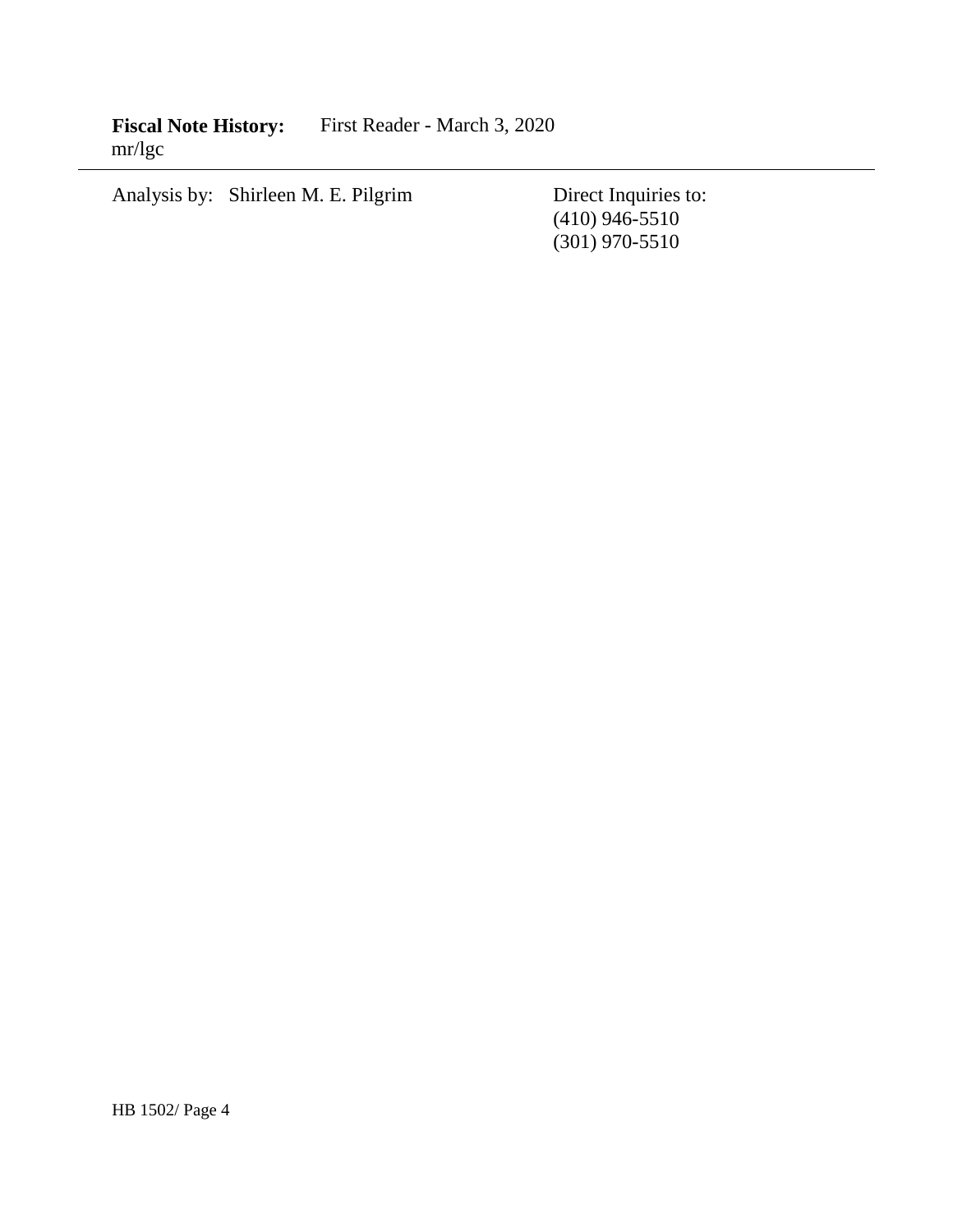**Fiscal Note History:** First Reader - March 3, 2020
mr/lgc

---

Analysis by: Shirleen M. E. Pilgrim

Direct Inquiries to:
(410) 946-5510
(301) 970-5510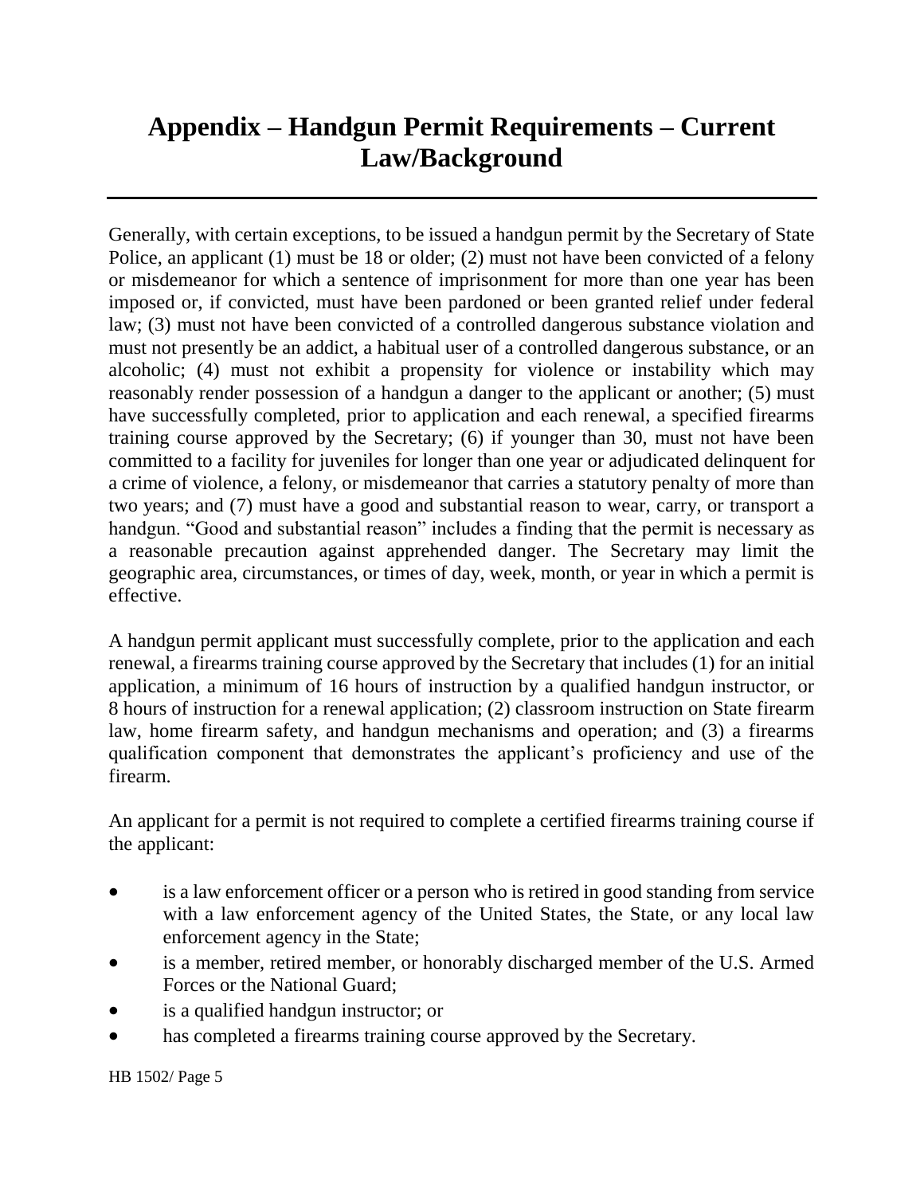# Appendix – Handgun Permit Requirements – Current Law/Background

Generally, with certain exceptions, to be issued a handgun permit by the Secretary of State Police, an applicant (1) must be 18 or older; (2) must not have been convicted of a felony or misdemeanor for which a sentence of imprisonment for more than one year has been imposed or, if convicted, must have been pardoned or been granted relief under federal law; (3) must not have been convicted of a controlled dangerous substance violation and must not presently be an addict, a habitual user of a controlled dangerous substance, or an alcoholic; (4) must not exhibit a propensity for violence or instability which may reasonably render possession of a handgun a danger to the applicant or another; (5) must have successfully completed, prior to application and each renewal, a specified firearms training course approved by the Secretary; (6) if younger than 30, must not have been committed to a facility for juveniles for longer than one year or adjudicated delinquent for a crime of violence, a felony, or misdemeanor that carries a statutory penalty of more than two years; and (7) must have a good and substantial reason to wear, carry, or transport a handgun. "Good and substantial reason" includes a finding that the permit is necessary as a reasonable precaution against apprehended danger. The Secretary may limit the geographic area, circumstances, or times of day, week, month, or year in which a permit is effective.

A handgun permit applicant must successfully complete, prior to the application and each renewal, a firearms training course approved by the Secretary that includes (1) for an initial application, a minimum of 16 hours of instruction by a qualified handgun instructor, or 8 hours of instruction for a renewal application; (2) classroom instruction on State firearm law, home firearm safety, and handgun mechanisms and operation; and (3) a firearms qualification component that demonstrates the applicant's proficiency and use of the firearm.

An applicant for a permit is not required to complete a certified firearms training course if the applicant:

- is a law enforcement officer or a person who is retired in good standing from service with a law enforcement agency of the United States, the State, or any local law enforcement agency in the State;
- is a member, retired member, or honorably discharged member of the U.S. Armed Forces or the National Guard;
- is a qualified handgun instructor; or
- has completed a firearms training course approved by the Secretary.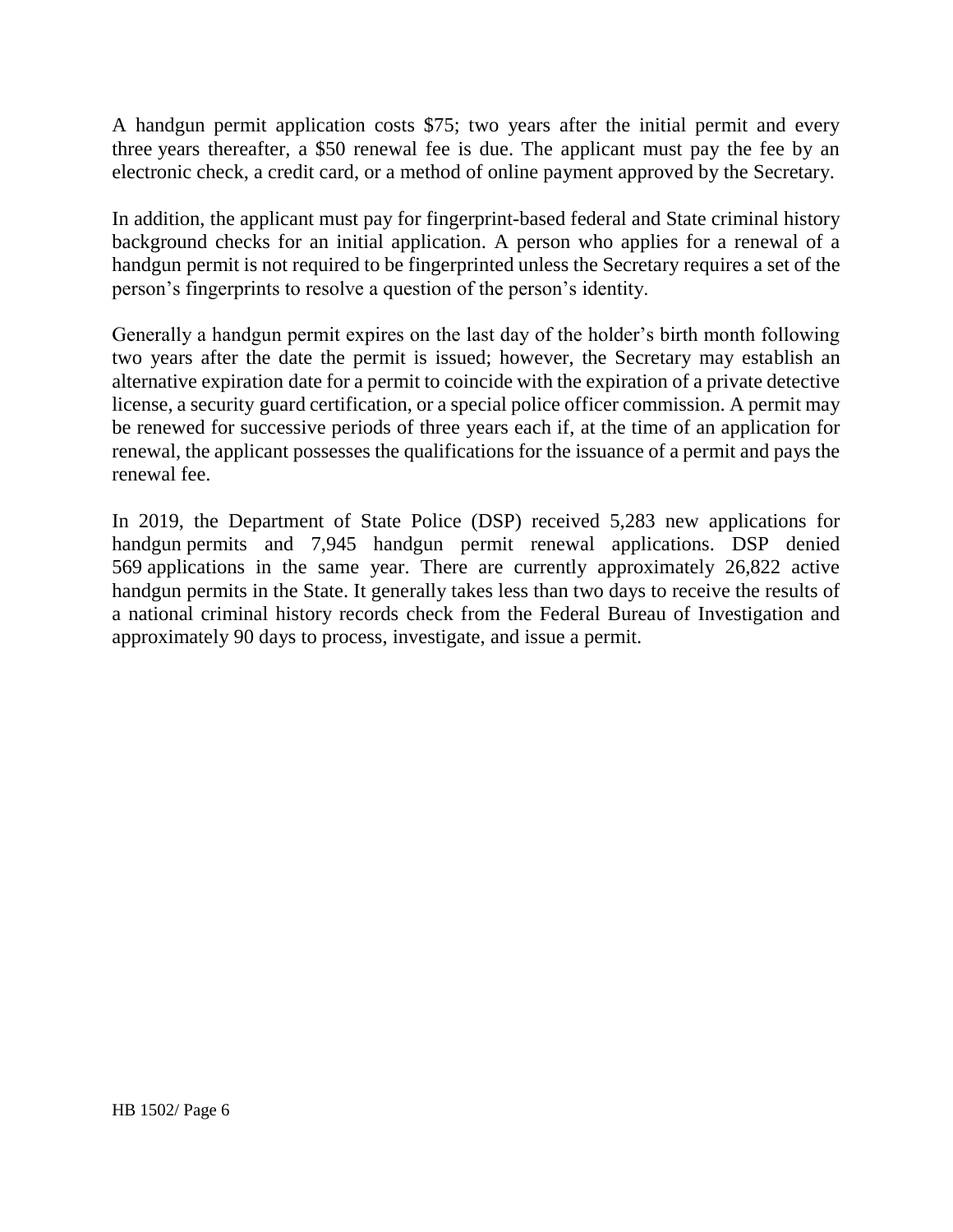A handgun permit application costs $75; two years after the initial permit and every three years thereafter, a $50 renewal fee is due. The applicant must pay the fee by an electronic check, a credit card, or a method of online payment approved by the Secretary.

In addition, the applicant must pay for fingerprint-based federal and State criminal history background checks for an initial application. A person who applies for a renewal of a handgun permit is not required to be fingerprinted unless the Secretary requires a set of the person's fingerprints to resolve a question of the person's identity.

Generally a handgun permit expires on the last day of the holder's birth month following two years after the date the permit is issued; however, the Secretary may establish an alternative expiration date for a permit to coincide with the expiration of a private detective license, a security guard certification, or a special police officer commission. A permit may be renewed for successive periods of three years each if, at the time of an application for renewal, the applicant possesses the qualifications for the issuance of a permit and pays the renewal fee.

In 2019, the Department of State Police (DSP) received 5,283 new applications for handgun permits and 7,945 handgun permit renewal applications. DSP denied 569 applications in the same year. There are currently approximately 26,822 active handgun permits in the State. It generally takes less than two days to receive the results of a national criminal history records check from the Federal Bureau of Investigation and approximately 90 days to process, investigate, and issue a permit.